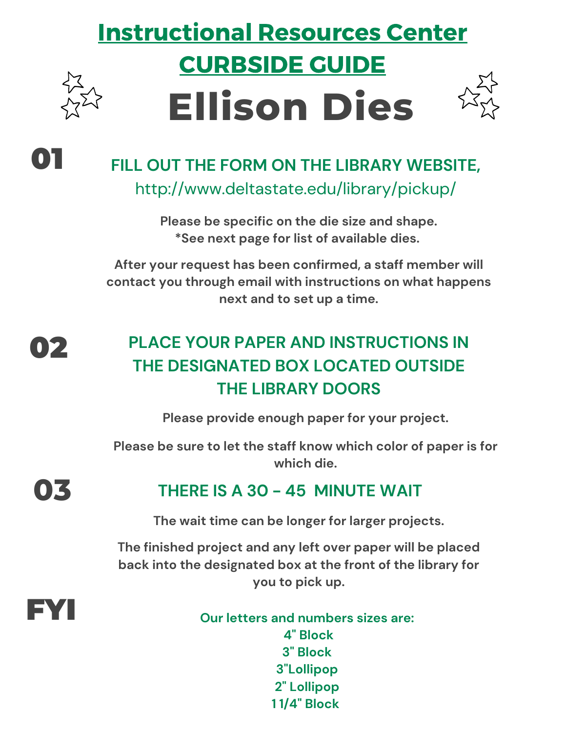# Instructional Resources Center

## CURBSIDE GUIDE

# Ellison Dies

**01**

## FILL OUT THE FORM ON THE LIBRARY WEBSITE,

http://www.deltastate.edu/library/pickup/

**Please be specific on the die size and shape.**
**\*See next page for list of available dies.**

**After your request has been confirmed, a staff member will contact you through email with instructions on what happens next and to set up a time.**

**02**

## PLACE YOUR PAPER AND INSTRUCTIONS IN THE DESIGNATED BOX LOCATED OUTSIDE THE LIBRARY DOORS

**Please provide enough paper for your project.**

**Please be sure to let the staff know which color of paper is for which die.**

**03**

## THERE IS A 30 - 45 MINUTE WAIT

**The wait time can be longer for larger projects.**

**The finished project and any left over paper will be placed back into the designated box at the front of the library for you to pick up.**

**FYI**

**Our letters and numbers sizes are:**
**4" Block**
**3" Block**
**3"Lollipop**
**2" Lollipop**
**1 1/4" Block**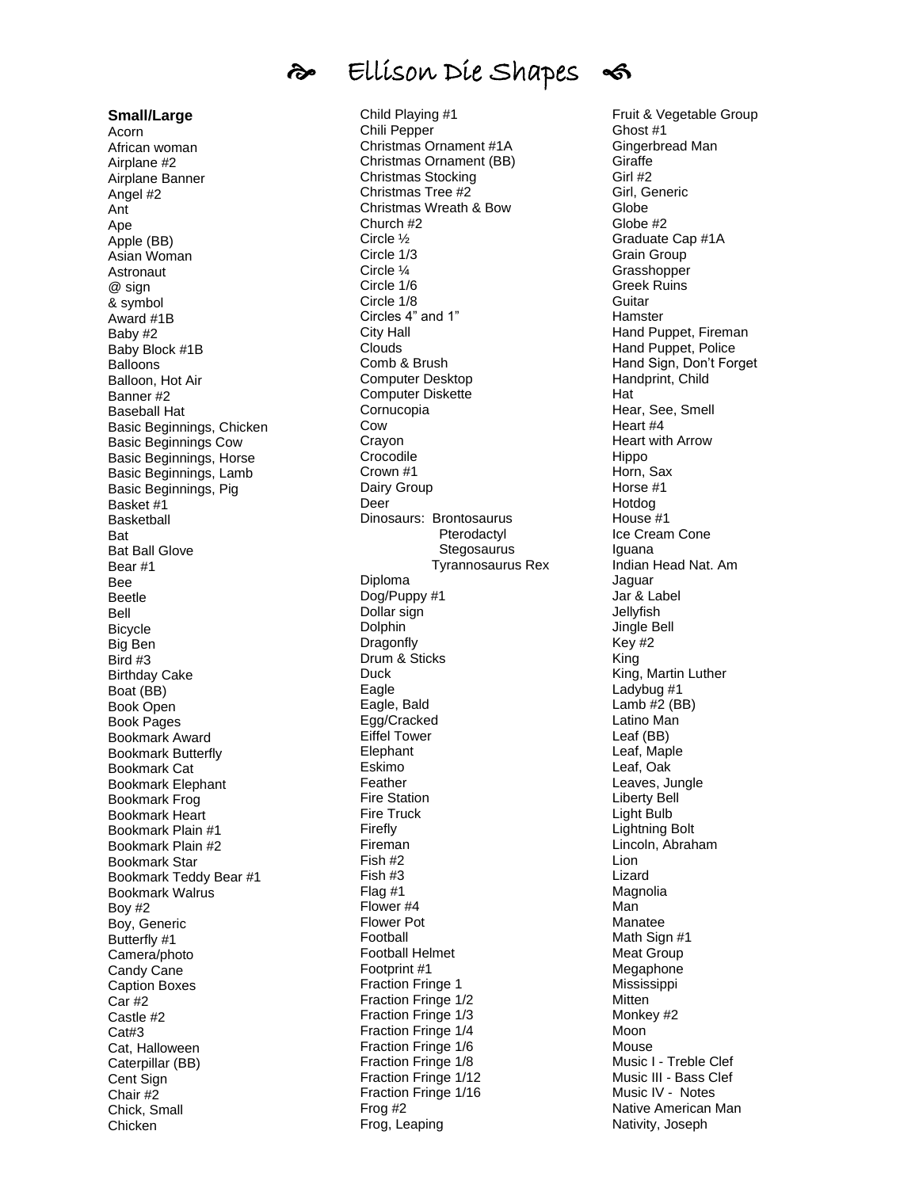# Ellison Die Shapes

**Small/Large**

Acorn
African woman
Airplane #2
Airplane Banner
Angel #2
Ant
Ape
Apple (BB)
Asian Woman
Astronaut
@ sign
& symbol
Award #1B
Baby #2
Baby Block #1B
Balloons
Balloon, Hot Air
Banner #2
Baseball Hat
Basic Beginnings, Chicken
Basic Beginnings Cow
Basic Beginnings, Horse
Basic Beginnings, Lamb
Basic Beginnings, Pig
Basket #1
Basketball
Bat
Bat Ball Glove
Bear #1
Bee
Beetle
Bell
Bicycle
Big Ben
Bird #3
Birthday Cake
Boat (BB)
Book Open
Book Pages
Bookmark Award
Bookmark Butterfly
Bookmark Cat
Bookmark Elephant
Bookmark Frog
Bookmark Heart
Bookmark Plain #1
Bookmark Plain #2
Bookmark Star
Bookmark Teddy Bear #1
Bookmark Walrus
Boy #2
Boy, Generic
Butterfly #1
Camera/photo
Candy Cane
Caption Boxes
Car #2
Castle #2
Cat#3
Cat, Halloween
Caterpillar (BB)
Cent Sign
Chair #2
Chick, Small
Chicken
Child Playing #1
Chili Pepper
Christmas Ornament #1A
Christmas Ornament (BB)
Christmas Stocking
Christmas Tree #2
Christmas Wreath & Bow
Church #2
Circle ½
Circle 1/3
Circle ¼
Circle 1/6
Circle 1/8
Circles 4" and 1"
City Hall
Clouds
Comb & Brush
Computer Desktop
Computer Diskette
Cornucopia
Cow
Crayon
Crocodile
Crown #1
Dairy Group
Deer
Dinosaurs: Brontosaurus
Pterodactyl
Stegosaurus
Tyrannosaurus Rex
Diploma
Dog/Puppy #1
Dollar sign
Dolphin
Dragonfly
Drum & Sticks
Duck
Eagle
Eagle, Bald
Egg/Cracked
Eiffel Tower
Elephant
Eskimo
Feather
Fire Station
Fire Truck
Firefly
Fireman
Fish #2
Fish #3
Flag #1
Flower #4
Flower Pot
Football
Football Helmet
Footprint #1
Fraction Fringe 1
Fraction Fringe 1/2
Fraction Fringe 1/3
Fraction Fringe 1/4
Fraction Fringe 1/6
Fraction Fringe 1/8
Fraction Fringe 1/12
Fraction Fringe 1/16
Frog #2
Frog, Leaping
Fruit & Vegetable Group
Ghost #1
Gingerbread Man
Giraffe
Girl #2
Girl, Generic
Globe
Globe #2
Graduate Cap #1A
Grain Group
Grasshopper
Greek Ruins
Guitar
Hamster
Hand Puppet, Fireman
Hand Puppet, Police
Hand Sign, Don't Forget
Handprint, Child
Hat
Hear, See, Smell
Heart #4
Heart with Arrow
Hippo
Horn, Sax
Horse #1
Hotdog
House #1
Ice Cream Cone
Iguana
Indian Head Nat. Am
Jaguar
Jar & Label
Jellyfish
Jingle Bell
Key #2
King
King, Martin Luther
Ladybug #1
Lamb #2 (BB)
Latino Man
Leaf (BB)
Leaf, Maple
Leaf, Oak
Leaves, Jungle
Liberty Bell
Light Bulb
Lightning Bolt
Lincoln, Abraham
Lion
Lizard
Magnolia
Man
Manatee
Math Sign #1
Meat Group
Megaphone
Mississippi
Mitten
Monkey #2
Moon
Mouse
Music I - Treble Clef
Music III - Bass Clef
Music IV - Notes
Native American Man
Nativity, Joseph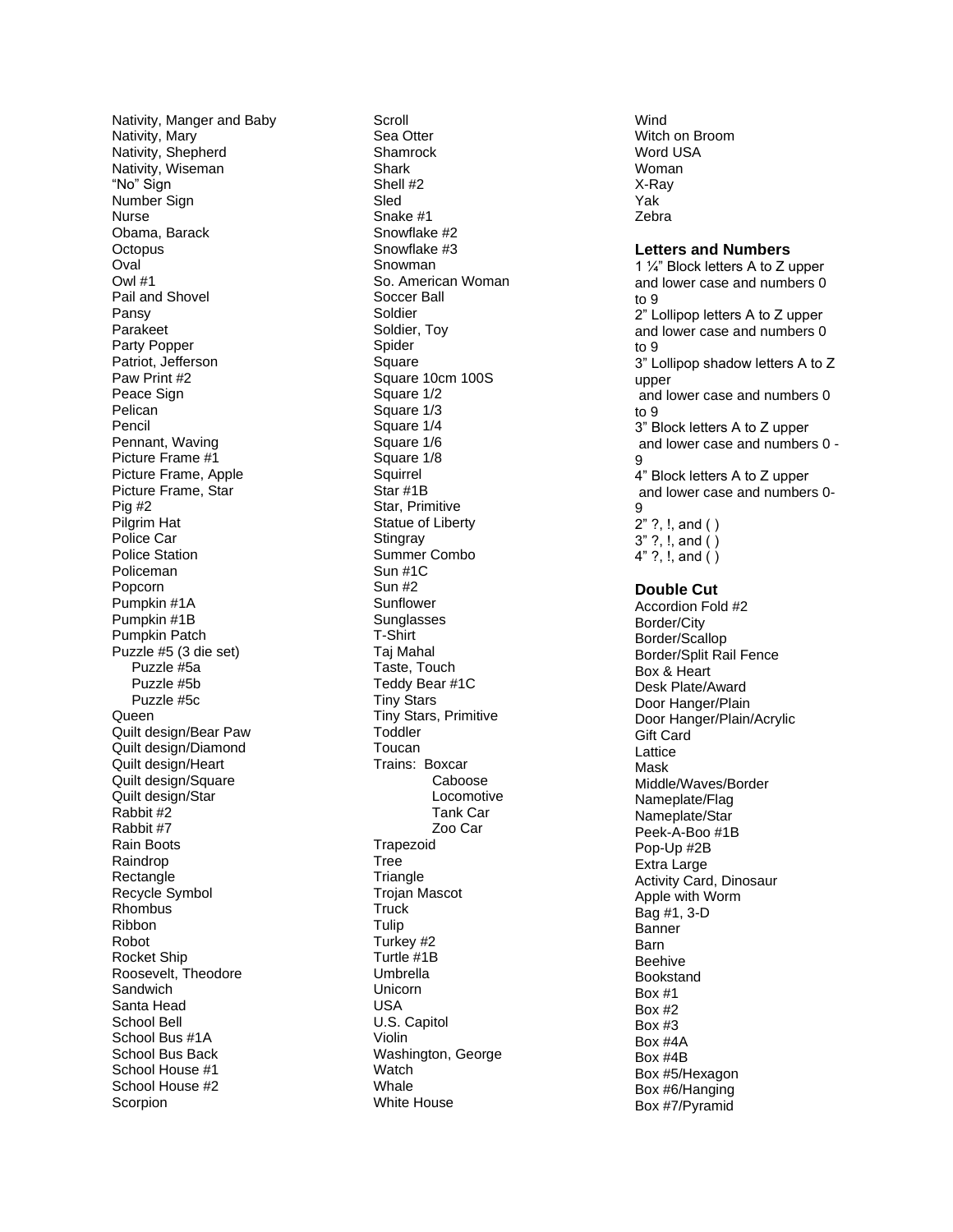Nativity, Manger and Baby
Nativity, Mary
Nativity, Shepherd
Nativity, Wiseman
“No” Sign
Number Sign
Nurse
Obama, Barack
Octopus
Oval
Owl #1
Pail and Shovel
Pansy
Parakeet
Party Popper
Patriot, Jefferson
Paw Print #2
Peace Sign
Pelican
Pencil
Pennant, Waving
Picture Frame #1
Picture Frame, Apple
Picture Frame, Star
Pig #2
Pilgrim Hat
Police Car
Police Station
Policeman
Popcorn
Pumpkin #1A
Pumpkin #1B
Pumpkin Patch
Puzzle #5 (3 die set)
- Puzzle #5a
- Puzzle #5b
- Puzzle #5c

Queen
Quilt design/Bear Paw
Quilt design/Diamond
Quilt design/Heart
Quilt design/Square
Quilt design/Star
Rabbit #2
Rabbit #7
Rain Boots
Raindrop
Rectangle
Recycle Symbol
Rhombus
Ribbon
Robot
Rocket Ship
Roosevelt, Theodore
Sandwich
Santa Head
School Bell
School Bus #1A
School Bus Back
School House #1
School House #2
Scorpion
Scroll
Sea Otter
Shamrock
Shark
Shell #2
Sled
Snake #1
Snowflake #2
Snowflake #3
Snowman
So. American Woman
Soccer Ball
Soldier
Soldier, Toy
Spider
Square
Square 10cm 100S
Square 1/2
Square 1/3
Square 1/4
Square 1/6
Square 1/8
Squirrel
Star #1B
Star, Primitive
Statue of Liberty
Stingray
Summer Combo
Sun #1C
Sun #2
Sunflower
Sunglasses
T-Shirt
Taj Mahal
Taste, Touch
Teddy Bear #1C
Tiny Stars
Tiny Stars, Primitive
Toddler
Toucan
Trains: Boxcar
- Caboose
- Locomotive
- Tank Car
- Zoo Car

Trapezoid
Tree
Triangle
Trojan Mascot
Truck
Tulip
Turkey #2
Turtle #1B
Umbrella
Unicorn
USA
U.S. Capitol
Violin
Washington, George
Watch
Whale
White House
Wind
Witch on Broom
Word USA
Woman
X-Ray
Yak
Zebra

**Letters and Numbers**

1 ¼” Block letters A to Z upper and lower case and numbers 0 to 9
2” Lollipop letters A to Z upper and lower case and numbers 0 to 9
3” Lollipop shadow letters A to Z upper and lower case and numbers 0 to 9
3” Block letters A to Z upper and lower case and numbers 0 - 9
4” Block letters A to Z upper and lower case and numbers 0-9
2” ?, !, and ( )
3” ?, !, and ( )
4” ?, !, and ( )

**Double Cut**

Accordion Fold #2
Border/City
Border/Scallop
Border/Split Rail Fence
Box & Heart
Desk Plate/Award
Door Hanger/Plain
Door Hanger/Plain/Acrylic
Gift Card
Lattice
Mask
Middle/Waves/Border
Nameplate/Flag
Nameplate/Star
Peek-A-Boo #1B
Pop-Up #2B
Extra Large
Activity Card, Dinosaur
Apple with Worm
Bag #1, 3-D
Banner
Barn
Beehive
Bookstand
Box #1
Box #2
Box #3
Box #4A
Box #4B
Box #5/Hexagon
Box #6/Hanging
Box #7/Pyramid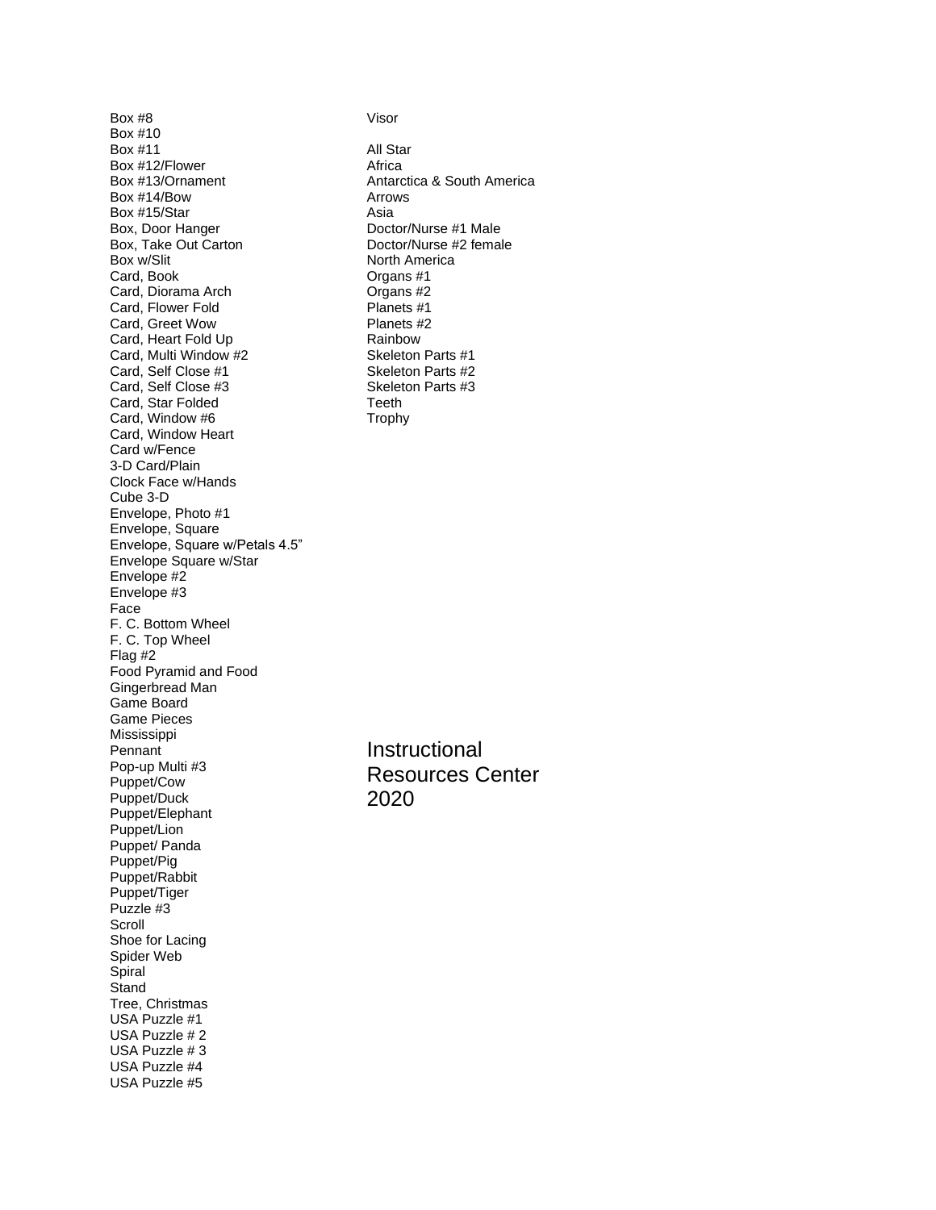Box #8
Box #10
Box #11
Box #12/Flower
Box #13/Ornament
Box #14/Bow
Box #15/Star
Box, Door Hanger
Box, Take Out Carton
Box w/Slit
Card, Book
Card, Diorama Arch
Card, Flower Fold
Card, Greet Wow
Card, Heart Fold Up
Card, Multi Window #2
Card, Self Close #1
Card, Self Close #3
Card, Star Folded
Card, Window #6
Card, Window Heart
Card w/Fence
3-D Card/Plain
Clock Face w/Hands
Cube 3-D
Envelope, Photo #1
Envelope, Square
Envelope, Square w/Petals 4.5"
Envelope Square w/Star
Envelope #2
Envelope #3
Face
F. C. Bottom Wheel
F. C. Top Wheel
Flag #2
Food Pyramid and Food
Gingerbread Man
Game Board
Game Pieces
Mississippi
Pennant
Pop-up Multi #3
Puppet/Cow
Puppet/Duck
Puppet/Elephant
Puppet/Lion
Puppet/ Panda
Puppet/Pig
Puppet/Rabbit
Puppet/Tiger
Puzzle #3
Scroll
Shoe for Lacing
Spider Web
Spiral
Stand
Tree, Christmas
USA Puzzle #1
USA Puzzle # 2
USA Puzzle # 3
USA Puzzle #4
USA Puzzle #5

Visor

All Star
Africa
Antarctica & South America
Arrows
Asia
Doctor/Nurse #1 Male
Doctor/Nurse #2 female
North America
Organs #1
Organs #2
Planets #1
Planets #2
Rainbow
Skeleton Parts #1
Skeleton Parts #2
Skeleton Parts #3
Teeth
Trophy

## Instructional Resources Center 2020